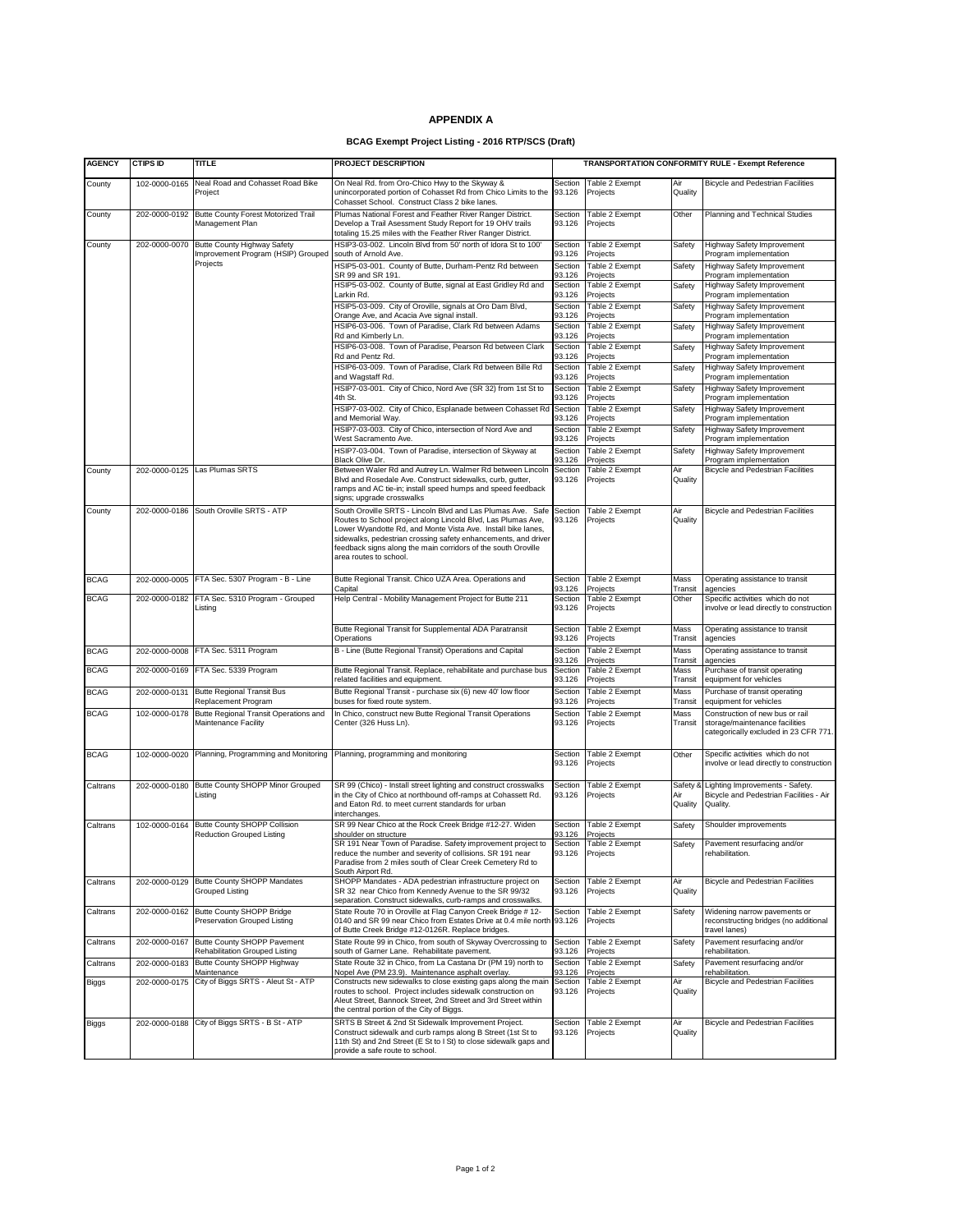# APPENDIX A

## BCAG Exempt Project Listing - 2016 RTP/SCS (Draft)

| AGENCY | CTIPS ID | TITLE | PROJECT DESCRIPTION | TRANSPORTATION CONFORMITY RULE - Exempt Reference | | | |
|---|---|---|---|---|---|---|---|
| County | 102-0000-0165 | Neal Road and Cohasset Road Bike Project | On Neal Rd. from Oro-Chico Hwy to the Skyway & unincorporated portion of Cohasset Rd from Chico Limits to the Cohasset School. Construct Class 2 bike lanes. | Section 93.126 | Table 2 Exempt Projects | Air Quality | Bicycle and Pedestrian Facilities |
| County | 202-0000-0192 | Butte County Forest Motorized Trail Management Plan | Plumas National Forest and Feather River Ranger District. Develop a Trail Asessment Study Report for 19 OHV trails totaling 15.25 miles with the Feather River Ranger District. | Section 93.126 | Table 2 Exempt Projects | Other | Planning and Technical Studies |
| County | 202-0000-0070 | Butte County Highway Safety Improvement Program (HSIP) Grouped Projects | HSIP3-03-002. Lincoln Blvd from 50' north of Idora St to 100' south of Arnold Ave. | Section 93.126 | Table 2 Exempt Projects | Safety | Highway Safety Improvement Program implementation |
| | | | HSIP5-03-001. County of Butte, Durham-Pentz Rd between SR 99 and SR 191. | Section 93.126 | Table 2 Exempt Projects | Safety | Highway Safety Improvement Program implementation |
| | | | HSIP5-03-002. County of Butte, signal at East Gridley Rd and Larkin Rd. | Section 93.126 | Table 2 Exempt Projects | Safety | Highway Safety Improvement Program implementation |
| | | | HSIP5-03-009. City of Oroville, signals at Oro Dam Blvd, Orange Ave, and Acacia Ave signal install. | Section 93.126 | Table 2 Exempt Projects | Safety | Highway Safety Improvement Program implementation |
| | | | HSIP6-03-006. Town of Paradise, Clark Rd between Adams Rd and Kimberly Ln. | Section 93.126 | Table 2 Exempt Projects | Safety | Highway Safety Improvement Program implementation |
| | | | HSIP6-03-008. Town of Paradise, Pearson Rd between Clark Rd and Pentz Rd. | Section 93.126 | Table 2 Exempt Projects | Safety | Highway Safety Improvement Program implementation |
| | | | HSIP6-03-009. Town of Paradise, Clark Rd between Bille Rd and Wagstaff Rd. | Section 93.126 | Table 2 Exempt Projects | Safety | Highway Safety Improvement Program implementation |
| | | | HSIP7-03-001. City of Chico, Nord Ave (SR 32) from 1st St to 4th St. | Section 93.126 | Table 2 Exempt Projects | Safety | Highway Safety Improvement Program implementation |
| | | | HSIP7-03-002. City of Chico, Esplanade between Cohasset Rd and Memorial Way. | Section 93.126 | Table 2 Exempt Projects | Safety | Highway Safety Improvement Program implementation |
| | | | HSIP7-03-003. City of Chico, intersection of Nord Ave and West Sacramento Ave. | Section 93.126 | Table 2 Exempt Projects | Safety | Highway Safety Improvement Program implementation |
| | | | HSIP7-03-004. Town of Paradise, intersection of Skyway at Black Olive Dr. | Section 93.126 | Table 2 Exempt Projects | Safety | Highway Safety Improvement Program implementation |
| County | 202-0000-0125 | Las Plumas SRTS | Between Waler Rd and Autrey Ln. Walmer Rd between Lincoln Blvd and Rosedale Ave. Construct sidewalks, curb, gutter, ramps and AC tie-in; install speed humps and speed feedback signs; upgrade crosswalks | Section 93.126 | Table 2 Exempt Projects | Air Quality | Bicycle and Pedestrian Facilities |
| County | 202-0000-0186 | South Oroville SRTS - ATP | South Oroville SRTS - Lincoln Blvd and Las Plumas Ave. Safe Routes to School project along Lincold Blvd, Las Plumas Ave, Lower Wyandotte Rd, and Monte Vista Ave. Install bike lanes, sidewalks, pedestrian crossing safety enhancements, and driver feedback signs along the main corridors of the south Oroville area routes to school. | Section 93.126 | Table 2 Exempt Projects | Air Quality | Bicycle and Pedestrian Facilities |
| BCAG | 202-0000-0005 | FTA Sec. 5307 Program - B - Line | Butte Regional Transit. Chico UZA Area. Operations and Capital | Section 93.126 | Table 2 Exempt Projects | Mass Transit | Operating assistance to transit agencies |
| BCAG | 202-0000-0182 | FTA Sec. 5310 Program - Grouped Listing | Help Central - Mobility Management Project for Butte 211 | Section 93.126 | Table 2 Exempt Projects | Other | Specific activities which do not involve or lead directly to construction |
| | | | Butte Regional Transit for Supplemental ADA Paratransit Operations | Section 93.126 | Table 2 Exempt Projects | Mass Transit | Operating assistance to transit agencies |
| BCAG | 202-0000-0008 | FTA Sec. 5311 Program | B - Line (Butte Regional Transit) Operations and Capital | Section 93.126 | Table 2 Exempt Projects | Mass Transit | Operating assistance to transit agencies |
| BCAG | 202-0000-0169 | FTA Sec. 5339 Program | Butte Regional Transit. Replace, rehabilitate and purchase bus related facilities and equipment. | Section 93.126 | Table 2 Exempt Projects | Mass Transit | Purchase of transit operating equipment for vehicles |
| BCAG | 202-0000-0131 | Butte Regional Transit Bus Replacement Program | Butte Regional Transit - purchase six (6) new 40' low floor buses for fixed route system. | Section 93.126 | Table 2 Exempt Projects | Mass Transit | Purchase of transit operating equipment for vehicles |
| BCAG | 102-0000-0178 | Butte Regional Transit Operations and Maintenance Facility | In Chico, construct new Butte Regional Transit Operations Center (326 Huss Ln). | Section 93.126 | Table 2 Exempt Projects | Mass Transit | Construction of new bus or rail storage/maintenance facilities categorically excluded in 23 CFR 771. |
| BCAG | 102-0000-0020 | Planning, Programming and Monitoring | Planning, programming and monitoring | Section 93.126 | Table 2 Exempt Projects | Other | Specific activities which do not involve or lead directly to construction |
| Caltrans | 202-0000-0180 | Butte County SHOPP Minor Grouped Listing | SR 99 (Chico) - Install street lighting and construct crosswalks in the City of Chico at northbound off-ramps at Cohassett Rd. and Eaton Rd. to meet current standards for urban interchanges. | Section 93.126 | Table 2 Exempt Projects | Safety & Air Quality | Lighting Improvements - Safety. Bicycle and Pedestrian Facilities - Air Quality. |
| Caltrans | 102-0000-0164 | Butte County SHOPP Collision Reduction Grouped Listing | SR 99 Near Chico at the Rock Creek Bridge #12-27. Widen shoulder on structure | Section 93.126 | Table 2 Exempt Projects | Safety | Shoulder improvements |
| | | | SR 191 Near Town of Paradise. Safety improvement project to reduce the number and severity of collisions. SR 191 near Paradise from 2 miles south of Clear Creek Cemetery Rd to South Airport Rd. | Section 93.126 | Table 2 Exempt Projects | Safety | Pavement resurfacing and/or rehabilitation. |
| Caltrans | 202-0000-0129 | Butte County SHOPP Mandates Grouped Listing | SHOPP Mandates - ADA pedestrian infrastructure project on SR 32 near Chico from Kennedy Avenue to the SR 99/32 separation. Construct sidewalks, curb-ramps and crosswalks. | Section 93.126 | Table 2 Exempt Projects | Air Quality | Bicycle and Pedestrian Facilities |
| Caltrans | 202-0000-0162 | Butte County SHOPP Bridge Preservation Grouped Listing | State Route 70 in Oroville at Flag Canyon Creek Bridge # 12-0140 and SR 99 near Chico from Estates Drive at 0.4 mile north of Butte Creek Bridge #12-0126R. Replace bridges. | Section 93.126 | Table 2 Exempt Projects | Safety | Widening narrow pavements or reconstructing bridges (no additional travel lanes) |
| Caltrans | 202-0000-0167 | Butte County SHOPP Pavement Rehabilitation Grouped Listing | State Route 99 in Chico, from south of Skyway Overcrossing to south of Garner Lane. Rehabilitate pavement. | Section 93.126 | Table 2 Exempt Projects | Safety | Pavement resurfacing and/or rehabilitation. |
| Caltrans | 202-0000-0183 | Butte County SHOPP Highway Maintenance | State Route 32 in Chico, from La Castana Dr (PM 19) north to Nopel Ave (PM 23.9). Maintenance asphalt overlay. | Section 93.126 | Table 2 Exempt Projects | Safety | Pavement resurfacing and/or rehabilitation. |
| Biggs | 202-0000-0175 | City of Biggs SRTS - Aleut St - ATP | Constructs new sidewalks to close existing gaps along the main routes to school. Project includes sidewalk construction on Aleut Street, Bannock Street, 2nd Street and 3rd Street within the central portion of the City of Biggs. | Section 93.126 | Table 2 Exempt Projects | Air Quality | Bicycle and Pedestrian Facilities |
| Biggs | 202-0000-0188 | City of Biggs SRTS - B St - ATP | SRTS B Street & 2nd St Sidewalk Improvement Project. Construct sidewalk and curb ramps along B Street (1st St to 11th St) and 2nd Street (E St to I St) to close sidewalk gaps and provide a safe route to school. | Section 93.126 | Table 2 Exempt Projects | Air Quality | Bicycle and Pedestrian Facilities |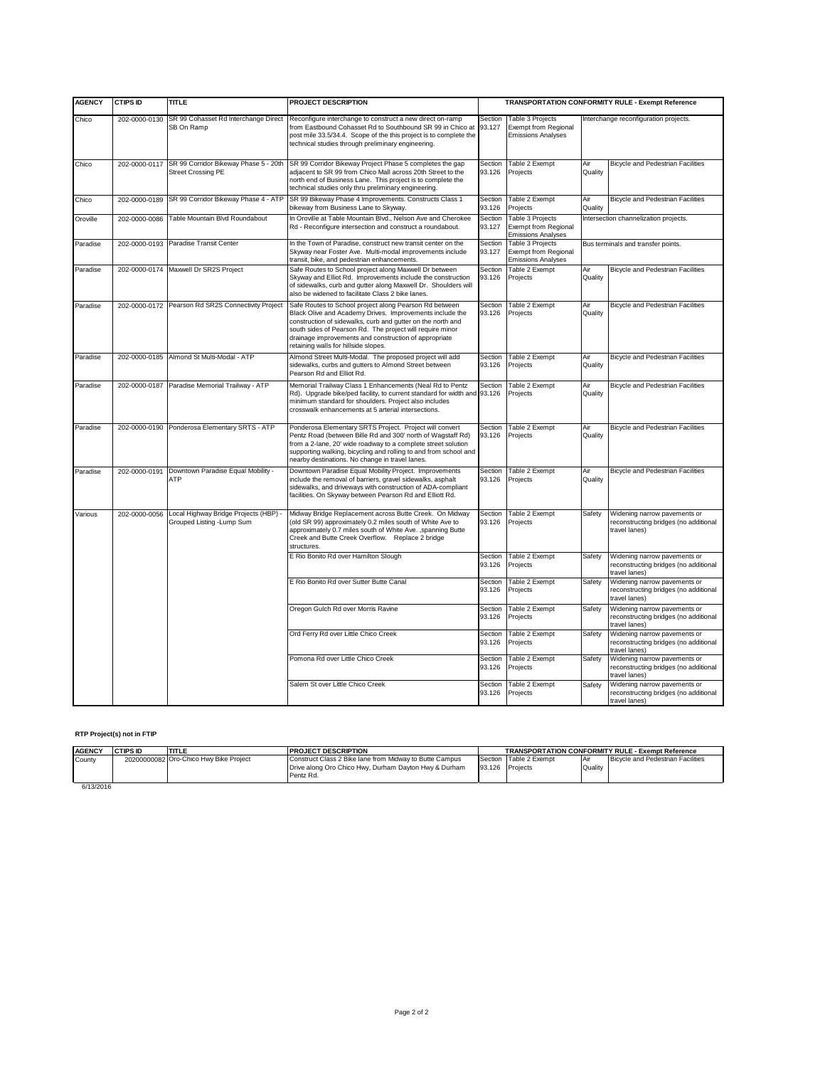| AGENCY | CTIPS ID | TITLE | PROJECT DESCRIPTION | TRANSPORTATION CONFORMITY RULE - Exempt Reference | | | |
|---|---|---|---|---|---|---|---|
| Chico | 202-0000-0130 | SR 99 Cohasset Rd Interchange Direct SB On Ramp | Reconfigure interchange to construct a new direct on-ramp from Eastbound Cohasset Rd to Southbound SR 99 in Chico at post mile 33.5/34.4. Scope of the this project is to complete the technical studies through preliminary engineering. | Section 93.127 | Table 3 Projects Exempt from Regional Emissions Analyses | Interchange reconfiguration projects. | |
| Chico | 202-0000-0117 | SR 99 Corridor Bikeway Phase 5 - 20th Street Crossing PE | SR 99 Corridor Bikeway Project Phase 5 completes the gap adjacent to SR 99 from Chico Mall across 20th Street to the north end of Business Lane. This project is to complete the technical studies only thru preliminary engineering. | Section 93.126 | Table 2 Exempt Projects | Air Quality | Bicycle and Pedestrian Facilities |
| Chico | 202-0000-0189 | SR 99 Corridor Bikeway Phase 4 - ATP | SR 99 Bikeway Phase 4 Improvements. Constructs Class 1 bikeway from Business Lane to Skyway. | Section 93.126 | Table 2 Exempt Projects | Air Quality | Bicycle and Pedestrian Facilities |
| Oroville | 202-0000-0086 | Table Mountain Blvd Roundabout | In Oroville at Table Mountain Blvd., Nelson Ave and Cherokee Rd - Reconfigure intersection and construct a roundabout. | Section 93.127 | Table 3 Projects Exempt from Regional Emissions Analyses | Intersection channelization projects. | |
| Paradise | 202-0000-0193 | Paradise Transit Center | In the Town of Paradise, construct new transit center on the Skyway near Foster Ave. Multi-modal improvements include transit, bike, and pedestrian enhancements. | Section 93.127 | Table 3 Projects Exempt from Regional Emissions Analyses | Bus terminals and transfer points. | |
| Paradise | 202-0000-0174 | Maxwell Dr SR2S Project | Safe Routes to School project along Maxwell Dr between Skyway and Elliot Rd. Improvements include the construction of sidewalks, curb and gutter along Maxwell Dr. Shoulders will also be widened to facilitate Class 2 bike lanes. | Section 93.126 | Table 2 Exempt Projects | Air Quality | Bicycle and Pedestrian Facilities |
| Paradise | 202-0000-0172 | Pearson Rd SR2S Connectivity Project | Safe Routes to School project along Pearson Rd between Black Olive and Academy Drives. Improvements include the construction of sidewalks, curb and gutter on the north and south sides of Pearson Rd. The project will require minor drainage improvements and construction of appropriate retaining walls for hillside slopes. | Section 93.126 | Table 2 Exempt Projects | Air Quality | Bicycle and Pedestrian Facilities |
| Paradise | 202-0000-0185 | Almond St Multi-Modal - ATP | Almond Street Multi-Modal. The proposed project will add sidewalks, curbs and gutters to Almond Street between Pearson Rd and Elliot Rd. | Section 93.126 | Table 2 Exempt Projects | Air Quality | Bicycle and Pedestrian Facilities |
| Paradise | 202-0000-0187 | Paradise Memorial Trailway - ATP | Memorial Trailway Class 1 Enhancements (Neal Rd to Pentz Rd). Upgrade bike/ped facility, to current standard for width and minimum standard for shoulders. Project also includes crosswalk enhancements at 5 arterial intersections. | Section 93.126 | Table 2 Exempt Projects | Air Quality | Bicycle and Pedestrian Facilities |
| Paradise | 202-0000-0190 | Ponderosa Elementary SRTS - ATP | Ponderosa Elementary SRTS Project. Project will convert Pentz Road (between Bille Rd and 300' north of Wagstaff Rd) from a 2-lane, 20' wide roadway to a complete street solution supporting walking, bicycling and rolling to and from school and nearby destinations. No change in travel lanes. | Section 93.126 | Table 2 Exempt Projects | Air Quality | Bicycle and Pedestrian Facilities |
| Paradise | 202-0000-0191 | Downtown Paradise Equal Mobility - ATP | Downtown Paradise Equal Mobility Project. Improvements include the removal of barriers, gravel sidewalks, asphalt sidewalks, and driveways with construction of ADA-compliant facilities. On Skyway between Pearson Rd and Elliott Rd. | Section 93.126 | Table 2 Exempt Projects | Air Quality | Bicycle and Pedestrian Facilities |
| Various | 202-0000-0056 | Local Highway Bridge Projects (HBP) - Grouped Listing -Lump Sum | Midway Bridge Replacement across Butte Creek. On Midway (old SR 99) approximately 0.2 miles south of White Ave to approximately 0.7 miles south of White Ave. ,spanning Butte Creek and Butte Creek Overflow. Replace 2 bridge structures. | Section 93.126 | Table 2 Exempt Projects | Safety | Widening narrow pavements or reconstructing bridges (no additional travel lanes) |
| | | | E Rio Bonito Rd over Hamilton Slough | Section 93.126 | Table 2 Exempt Projects | Safety | Widening narrow pavements or reconstructing bridges (no additional travel lanes) |
| | | | E Rio Bonito Rd over Sutter Butte Canal | Section 93.126 | Table 2 Exempt Projects | Safety | Widening narrow pavements or reconstructing bridges (no additional travel lanes) |
| | | | Oregon Gulch Rd over Morris Ravine | Section 93.126 | Table 2 Exempt Projects | Safety | Widening narrow pavements or reconstructing bridges (no additional travel lanes) |
| | | | Ord Ferry Rd over Little Chico Creek | Section 93.126 | Table 2 Exempt Projects | Safety | Widening narrow pavements or reconstructing bridges (no additional travel lanes) |
| | | | Pomona Rd over Little Chico Creek | Section 93.126 | Table 2 Exempt Projects | Safety | Widening narrow pavements or reconstructing bridges (no additional travel lanes) |
| | | | Salem St over Little Chico Creek | Section 93.126 | Table 2 Exempt Projects | Safety | Widening narrow pavements or reconstructing bridges (no additional travel lanes) |

**RTP Project(s) not in FTIP**

| AGENCY | CTIPS ID | TITLE | PROJECT DESCRIPTION | TRANSPORTATION CONFORMITY RULE - Exempt Reference | | | |
|---|---|---|---|---|---|---|---|
| County | 20200000082 | Oro-Chico Hwy Bike Project | Construct Class 2 Bike lane from Midway to Butte Campus Drive along Oro Chico Hwy, Durham Dayton Hwy & Durham Pentz Rd. | Section 93.126 | Table 2 Exempt Projects | Air Quality | Bicycle and Pedestrian Facilities |

6/13/2016